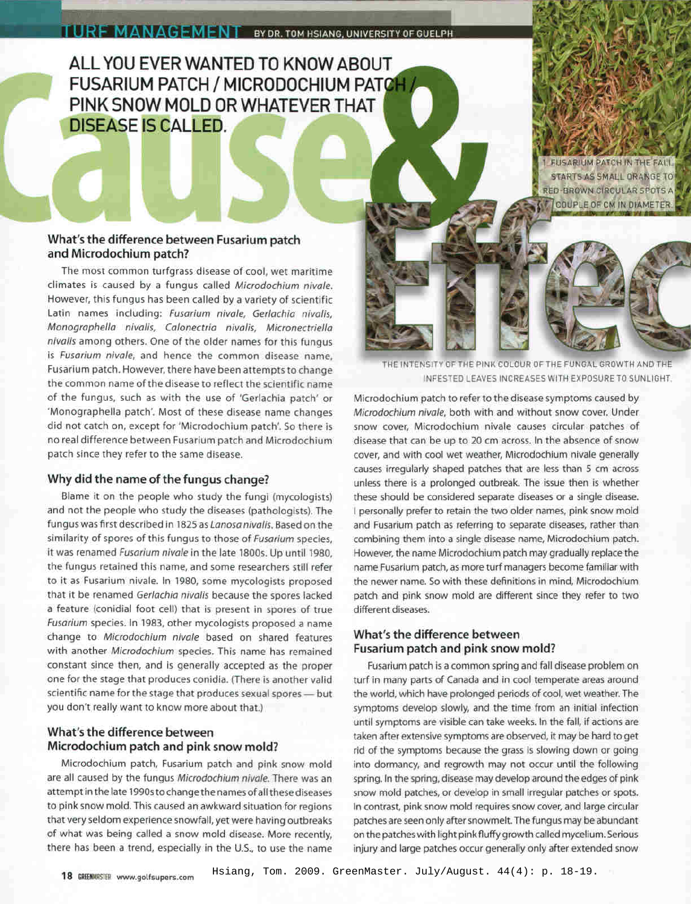TURF MANAGEMENT BY DR. TOM HSIANG, UNIVERSITY OF GUELPH

# ALL YOU EVER WANTED TO KNOW ABOUT FUSARIUM PATCH / MICRODOCHIUM PATCH / PINK SNOW MOLD OR WHATEVER THAT DISEASE IS CALLED.

# Cause & Effect

1. FUSARIUM PATCH IN THE FALL STARTS AS SMALL ORANGE TO RED-BROWN CIRCULAR SPOTS A COUPLE OF CM IN DIAMETER.

THE INTENSITY OF THE PINK COLOUR OF THE FUNGAL GROWTH AND THE INFESTED LEAVES INCREASES WITH EXPOSURE TO SUNLIGHT.

## What's the difference between Fusarium patch and Microdochium patch?

The most common turfgrass disease of cool, wet maritime climates is caused by a fungus called *Microdochium nivale*. However, this fungus has been called by a variety of scientific Latin names including: *Fusarium nivale, Gerlachia nivalis, Monographella nivalis, Calonectria nivalis, Micronectriella nivalis* among others. One of the older names for this fungus is *Fusarium nivale*, and hence the common disease name, Fusarium patch. However, there have been attempts to change the common name of the disease to reflect the scientific name of the fungus, such as with the use of 'Gerlachia patch' or 'Monographella patch'. Most of these disease name changes did not catch on, except for 'Microdochium patch'. So there is no real difference between Fusarium patch and Microdochium patch since they refer to the same disease.

## Why did the name of the fungus change?

Blame it on the people who study the fungi (mycologists) and not the people who study the diseases (pathologists). The fungus was first described in 1825 as *Lanosa nivalis*. Based on the similarity of spores of this fungus to those of *Fusarium* species, it was renamed *Fusarium nivale* in the late 1800s. Up until 1980, the fungus retained this name, and some researchers still refer to it as Fusarium nivale. In 1980, some mycologists proposed that it be renamed *Gerlachia nivalis* because the spores lacked a feature (conidial foot cell) that is present in spores of true *Fusarium* species. In 1983, other mycologists proposed a name change to *Microdochium nivale* based on shared features with another *Microdochium* species. This name has remained constant since then, and is generally accepted as the proper one for the stage that produces conidia. (There is another valid scientific name for the stage that produces sexual spores — but you don't really want to know more about that.)

## What's the difference between Microdochium patch and pink snow mold?

Microdochium patch, Fusarium patch and pink snow mold are all caused by the fungus *Microdochium nivale*. There was an attempt in the late 1990s to change the names of all these diseases to pink snow mold. This caused an awkward situation for regions that very seldom experience snowfall, yet were having outbreaks of what was being called a snow mold disease. More recently, there has been a trend, especially in the U.S., to use the name Microdochium patch to refer to the disease symptoms caused by *Microdochium nivale*, both with and without snow cover. Under snow cover, Microdochium nivale causes circular patches of disease that can be up to 20 cm across. In the absence of snow cover, and with cool wet weather, Microdochium nivale generally causes irregularly shaped patches that are less than 5 cm across unless there is a prolonged outbreak. The issue then is whether these should be considered separate diseases or a single disease. I personally prefer to retain the two older names, pink snow mold and Fusarium patch as referring to separate diseases, rather than combining them into a single disease name, Microdochium patch. However, the name Microdochium patch may gradually replace the name Fusarium patch, as more turf managers become familiar with the newer name. So with these definitions in mind, Microdochium patch and pink snow mold are different since they refer to two different diseases.

## What's the difference between Fusarium patch and pink snow mold?

Fusarium patch is a common spring and fall disease problem on turf in many parts of Canada and in cool temperate areas around the world, which have prolonged periods of cool, wet weather. The symptoms develop slowly, and the time from an initial infection until symptoms are visible can take weeks. In the fall, if actions are taken after extensive symptoms are observed, it may be hard to get rid of the symptoms because the grass is slowing down or going into dormancy, and regrowth may not occur until the following spring. In the spring, disease may develop around the edges of pink snow mold patches, or develop in small irregular patches or spots. In contrast, pink snow mold requires snow cover, and large circular patches are seen only after snowmelt. The fungus may be abundant on the patches with light pink fluffy growth called mycelium. Serious injury and large patches occur generally only after extended snow

Hsiang, Tom. 2009. GreenMaster. July/August. 44(4): p. 18-19.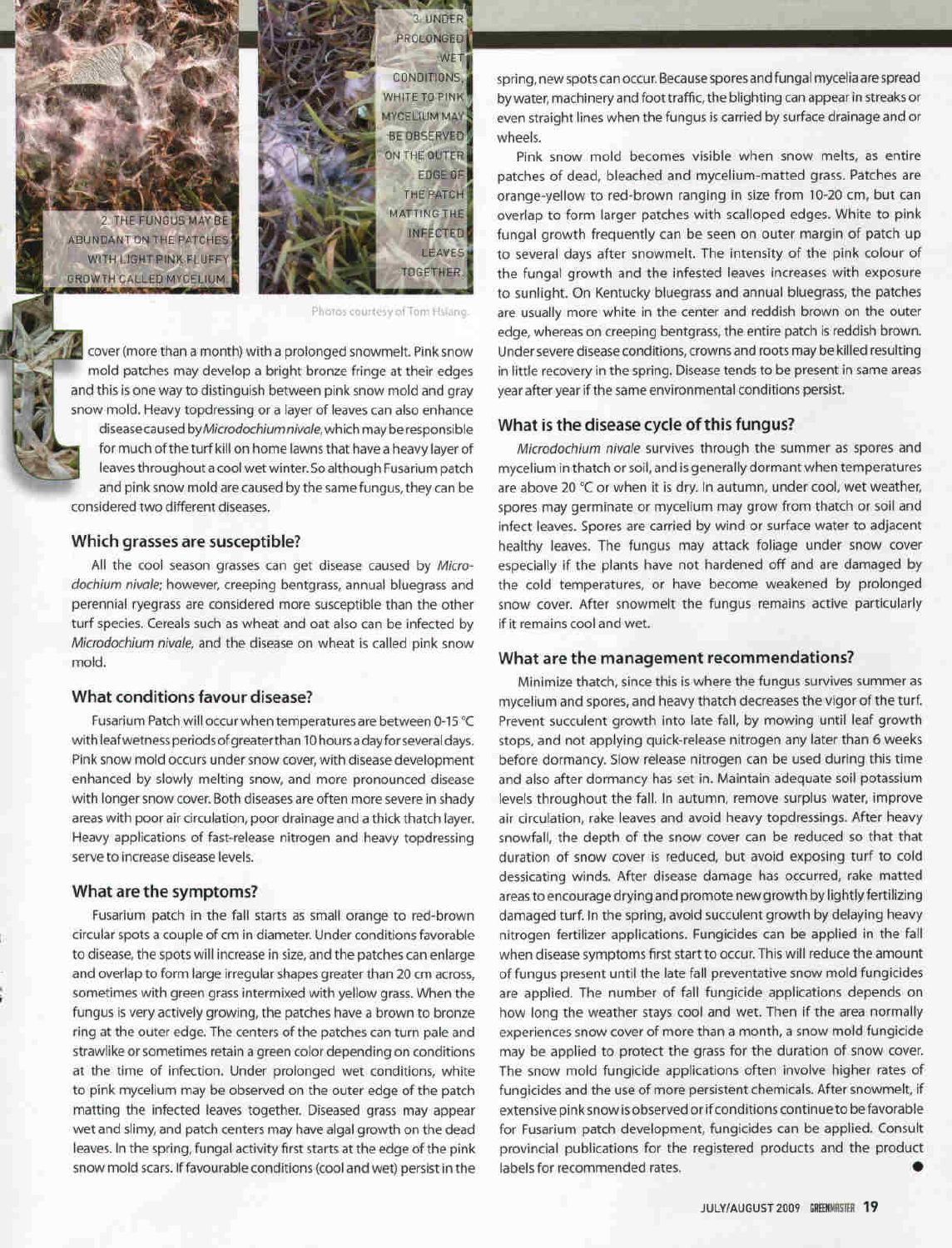2. THE FUNGUS MAY BE ABUNDANT ON THE PATCHES WITH LIGHT PINK FLUFFY GROWTH CALLED MYCELIUM.

3. UNDER PROLONGED WET CONDITIONS, WHITE TO PINK MYCELIUM MAY BE OBSERVED ON THE OUTER EDGE OF THE PATCH MATTING THE INFECTED LEAVES TOGETHER.

Photos courtesy of Tom Hsiang.

t cover (more than a month) with a prolonged snowmelt. Pink snow mold patches may develop a bright bronze fringe at their edges and this is one way to distinguish between pink snow mold and gray snow mold. Heavy topdressing or a layer of leaves can also enhance disease caused by *Microdochium nivale*, which may be responsible for much of the turf kill on home lawns that have a heavy layer of leaves throughout a cool wet winter. So although Fusarium patch and pink snow mold are caused by the same fungus, they can be considered two different diseases.

## Which grasses are susceptible?

All the cool season grasses can get disease caused by *Microdochium nivale*; however, creeping bentgrass, annual bluegrass and perennial ryegrass are considered more susceptible than the other turf species. Cereals such as wheat and oat also can be infected by *Microdochium nivale*, and the disease on wheat is called pink snow mold.

## What conditions favour disease?

Fusarium Patch will occur when temperatures are between 0-15 °C with leaf wetness periods of greater than 10 hours a day for several days. Pink snow mold occurs under snow cover, with disease development enhanced by slowly melting snow, and more pronounced disease with longer snow cover. Both diseases are often more severe in shady areas with poor air circulation, poor drainage and a thick thatch layer. Heavy applications of fast-release nitrogen and heavy topdressing serve to increase disease levels.

## What are the symptoms?

Fusarium patch in the fall starts as small orange to red-brown circular spots a couple of cm in diameter. Under conditions favorable to disease, the spots will increase in size, and the patches can enlarge and overlap to form large irregular shapes greater than 20 cm across, sometimes with green grass intermixed with yellow grass. When the fungus is very actively growing, the patches have a brown to bronze ring at the outer edge. The centers of the patches can turn pale and strawlike or sometimes retain a green color depending on conditions at the time of infection. Under prolonged wet conditions, white to pink mycelium may be observed on the outer edge of the patch matting the infected leaves together. Diseased grass may appear wet and slimy, and patch centers may have algal growth on the dead leaves. In the spring, fungal activity first starts at the edge of the pink snow mold scars. If favourable conditions (cool and wet) persist in the spring, new spots can occur. Because spores and fungal mycelia are spread by water, machinery and foot traffic, the blighting can appear in streaks or even straight lines when the fungus is carried by surface drainage and or wheels.

Pink snow mold becomes visible when snow melts, as entire patches of dead, bleached and mycelium-matted grass. Patches are orange-yellow to red-brown ranging in size from 10-20 cm, but can overlap to form larger patches with scalloped edges. White to pink fungal growth frequently can be seen on outer margin of patch up to several days after snowmelt. The intensity of the pink colour of the fungal growth and the infested leaves increases with exposure to sunlight. On Kentucky bluegrass and annual bluegrass, the patches are usually more white in the center and reddish brown on the outer edge, whereas on creeping bentgrass, the entire patch is reddish brown. Under severe disease conditions, crowns and roots may be killed resulting in little recovery in the spring. Disease tends to be present in same areas year after year if the same environmental conditions persist.

## What is the disease cycle of this fungus?

*Microdochium nivale* survives through the summer as spores and mycelium in thatch or soil, and is generally dormant when temperatures are above 20 °C or when it is dry. In autumn, under cool, wet weather, spores may germinate or mycelium may grow from thatch or soil and infect leaves. Spores are carried by wind or surface water to adjacent healthy leaves. The fungus may attack foliage under snow cover especially if the plants have not hardened off and are damaged by the cold temperatures, or have become weakened by prolonged snow cover. After snowmelt the fungus remains active particularly if it remains cool and wet.

## What are the management recommendations?

Minimize thatch, since this is where the fungus survives summer as mycelium and spores, and heavy thatch decreases the vigor of the turf. Prevent succulent growth into late fall, by mowing until leaf growth stops, and not applying quick-release nitrogen any later than 6 weeks before dormancy. Slow release nitrogen can be used during this time and also after dormancy has set in. Maintain adequate soil potassium levels throughout the fall. In autumn, remove surplus water, improve air circulation, rake leaves and avoid heavy topdressings. After heavy snowfall, the depth of the snow cover can be reduced so that that duration of snow cover is reduced, but avoid exposing turf to cold dessicating winds. After disease damage has occurred, rake matted areas to encourage drying and promote new growth by lightly fertilizing damaged turf. In the spring, avoid succulent growth by delaying heavy nitrogen fertilizer applications. Fungicides can be applied in the fall when disease symptoms first start to occur. This will reduce the amount of fungus present until the late fall preventative snow mold fungicides are applied. The number of fall fungicide applications depends on how long the weather stays cool and wet. Then if the area normally experiences snow cover of more than a month, a snow mold fungicide may be applied to protect the grass for the duration of snow cover. The snow mold fungicide applications often involve higher rates of fungicides and the use of more persistent chemicals. After snowmelt, if extensive pink snow is observed or if conditions continue to be favorable for Fusarium patch development, fungicides can be applied. Consult provincial publications for the registered products and the product labels for recommended rates. ●